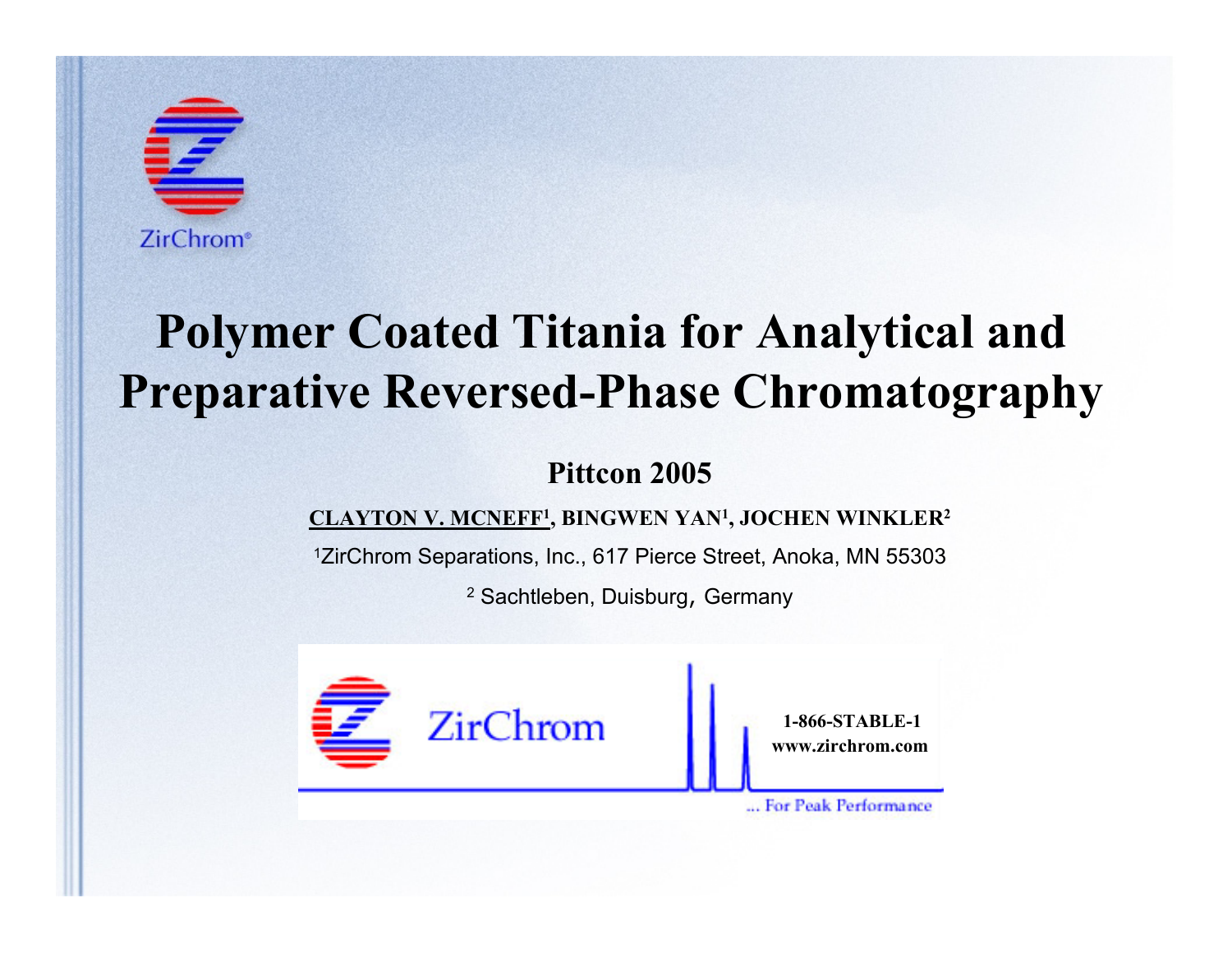ZirChrom®

# Polymer Coated Titania for Analytical and Preparative Reversed-Phase Chromatography

**Pittcon 2005**

**CLAYTON V. MCNEFF[1], BINGWEN YAN[1], JOCHEN WINKLER[2]**

[1]ZirChrom Separations, Inc., 617 Pierce Street, Anoka, MN 55303

[2] Sachtleben, Duisburg, Germany

ZirChrom

**1-866-STABLE-1**
**www.zirchrom.com**

... For Peak Performance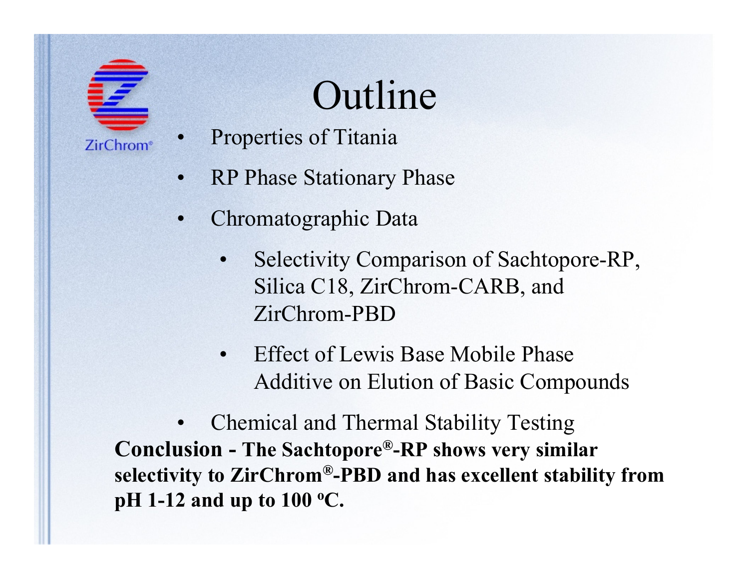# Outline

- Properties of Titania
- RP Phase Stationary Phase
- Chromatographic Data
  - Selectivity Comparison of Sachtopore-RP, Silica C18, ZirChrom-CARB, and ZirChrom-PBD
  - Effect of Lewis Base Mobile Phase Additive on Elution of Basic Compounds
- Chemical and Thermal Stability Testing

**Conclusion - The Sachtopore®-RP shows very similar selectivity to ZirChrom®-PBD and has excellent stability from pH 1-12 and up to 100 ºC.**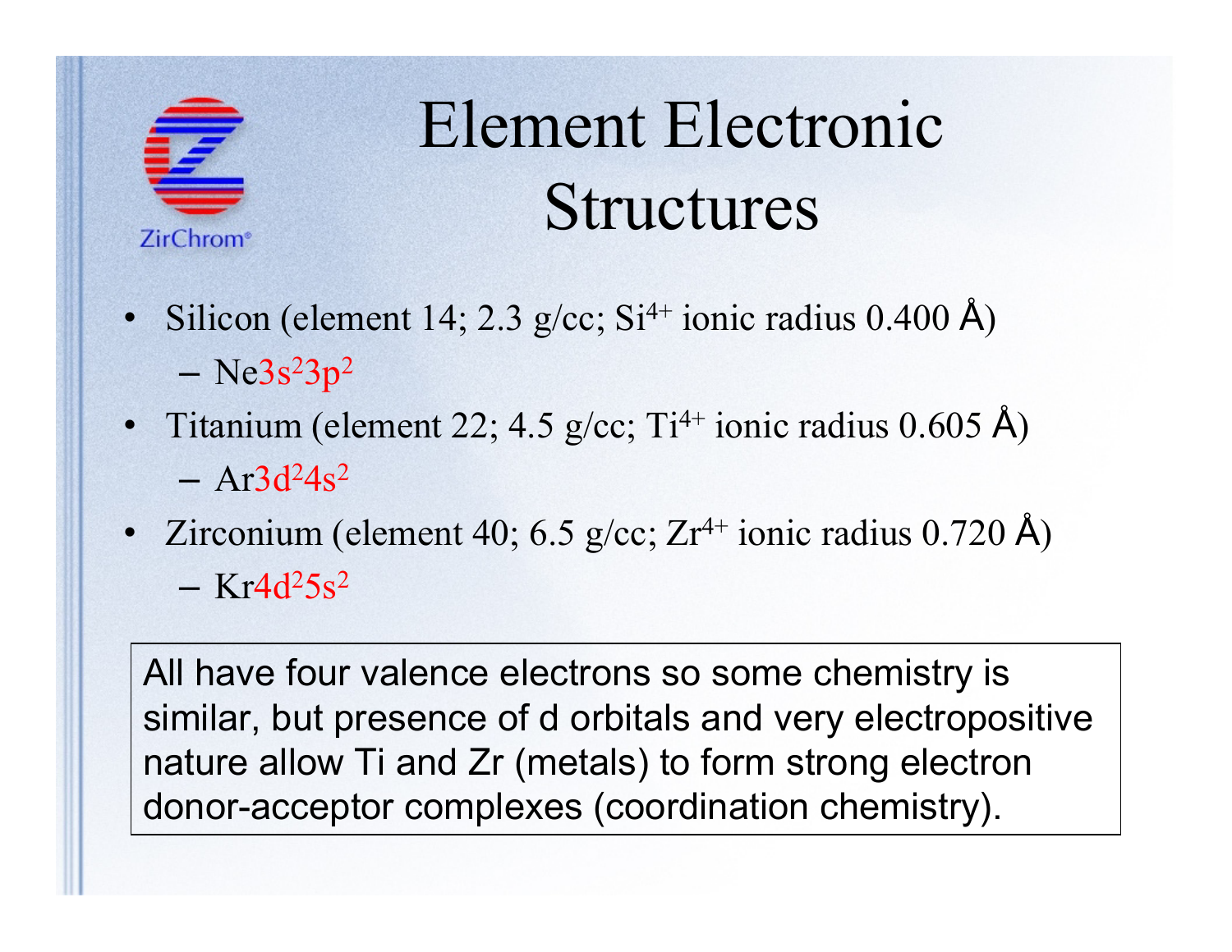# Element Electronic Structures

- Silicon (element 14; 2.3 g/cc; $Si^{4+}$ ionic radius 0.400 Å)
  - Ne$3s^2 3p^2$
- Titanium (element 22; 4.5 g/cc; $Ti^{4+}$ ionic radius 0.605 Å)
  - Ar$3d^2 4s^2$
- Zirconium (element 40; 6.5 g/cc; $Zr^{4+}$ ionic radius 0.720 Å)
  - Kr$4d^2 5s^2$

All have four valence electrons so some chemistry is similar, but presence of d orbitals and very electropositive nature allow Ti and Zr (metals) to form strong electron donor-acceptor complexes (coordination chemistry).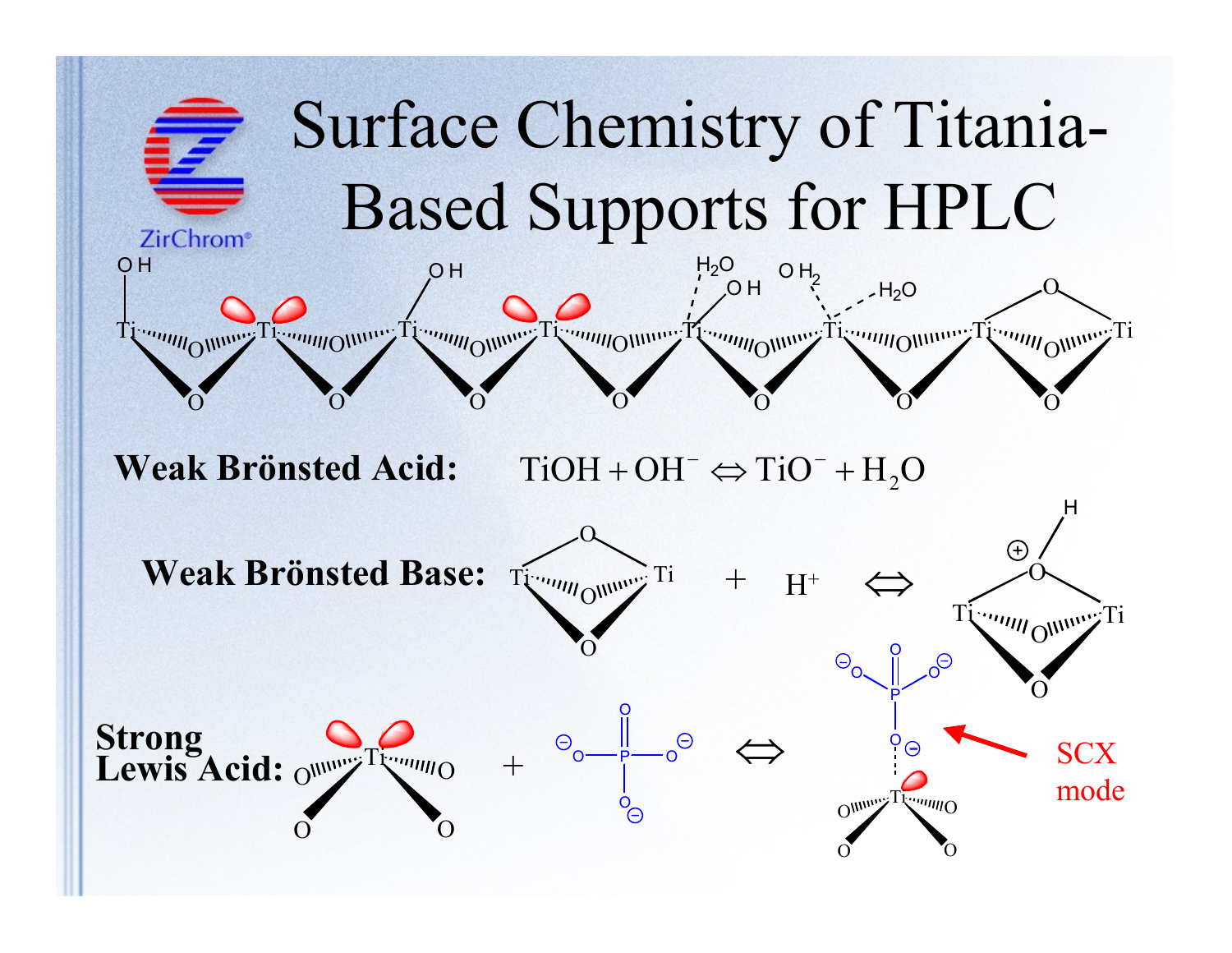# Surface Chemistry of Titania-Based Supports for HPLC

ZirChrom®

**Weak Brönsted Acid:** $TiOH + OH^- \Leftrightarrow TiO^- + H_2O$

**Weak Brönsted Base:**

**Strong Lewis Acid:**

SCX mode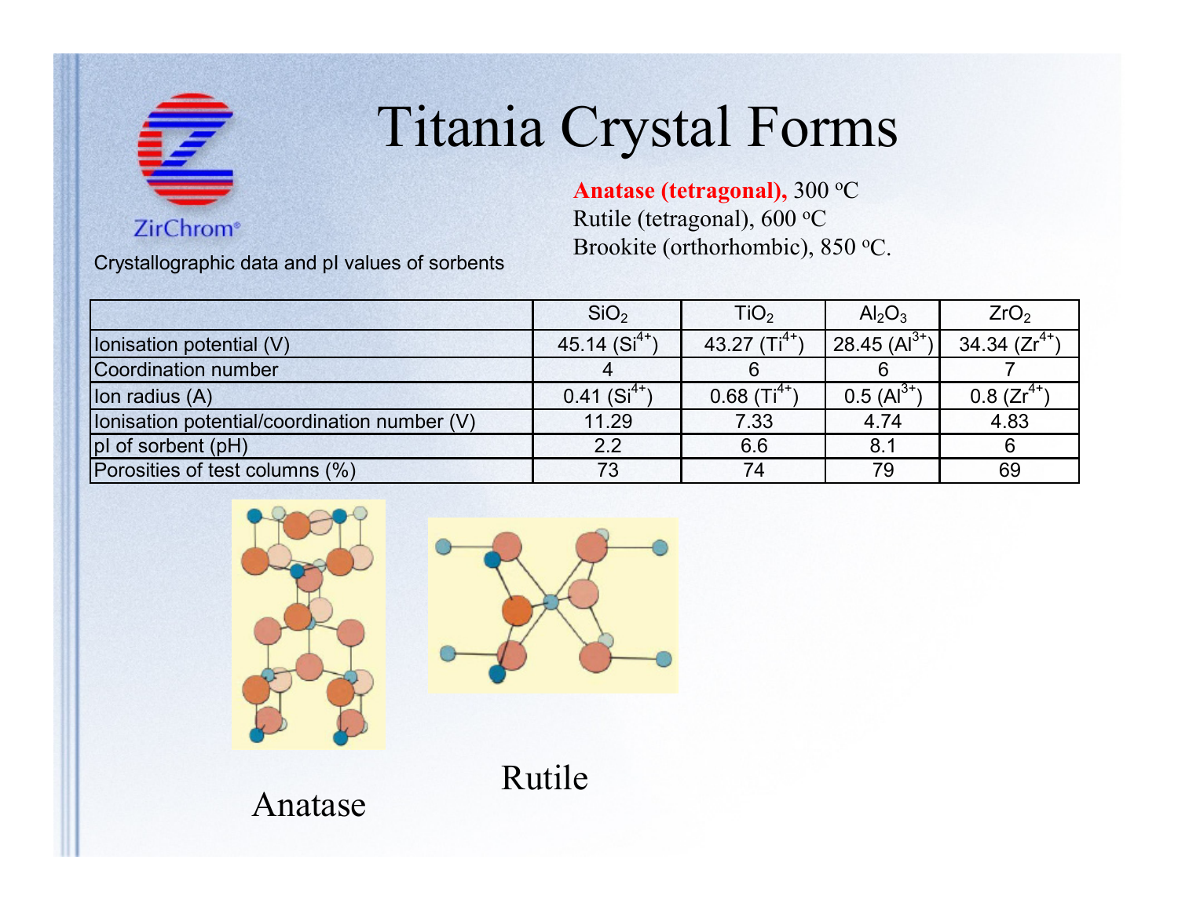# Titania Crystal Forms

ZirChrom®

**Anatase (tetragonal),** 300 °C
Rutile (tetragonal), 600 °C
Brookite (orthorhombic), 850 °C.

Crystallographic data and pI values of sorbents

| | $SiO_2$ | $TiO_2$ | $Al_2O_3$ | $ZrO_2$ |
|---|---|---|---|---|
| Ionisation potential (V) | 45.14 ($Si^{4+}$) | 43.27 ($Ti^{4+}$) | 28.45 ($Al^{3+}$) | 34.34 ($Zr^{4+}$) |
| Coordination number | 4 | 6 | 6 | 7 |
| Ion radius (A) | 0.41 ($Si^{4+}$) | 0.68 ($Ti^{4+}$) | 0.5 ($Al^{3+}$) | 0.8 ($Zr^{4+}$) |
| Ionisation potential/coordination number (V) | 11.29 | 7.33 | 4.74 | 4.83 |
| pI of sorbent (pH) | 2.2 | 6.6 | 8.1 | 6 |
| Porosities of test columns (%) | 73 | 74 | 79 | 69 |

Anatase

Rutile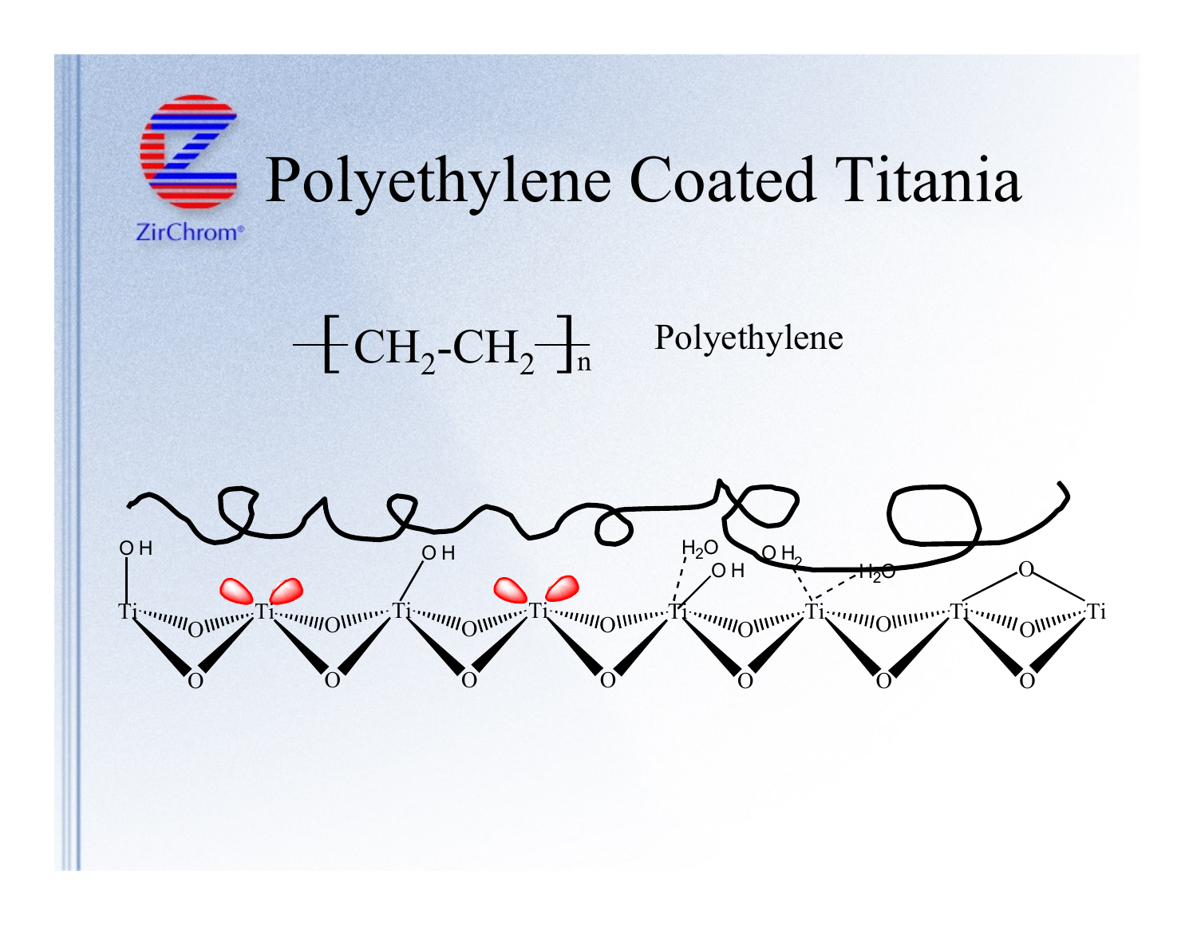# Polyethylene Coated Titania

$$-\!\!\left[ CH_2\text{-}CH_2 \right]\!\!-_n$$ Polyethylene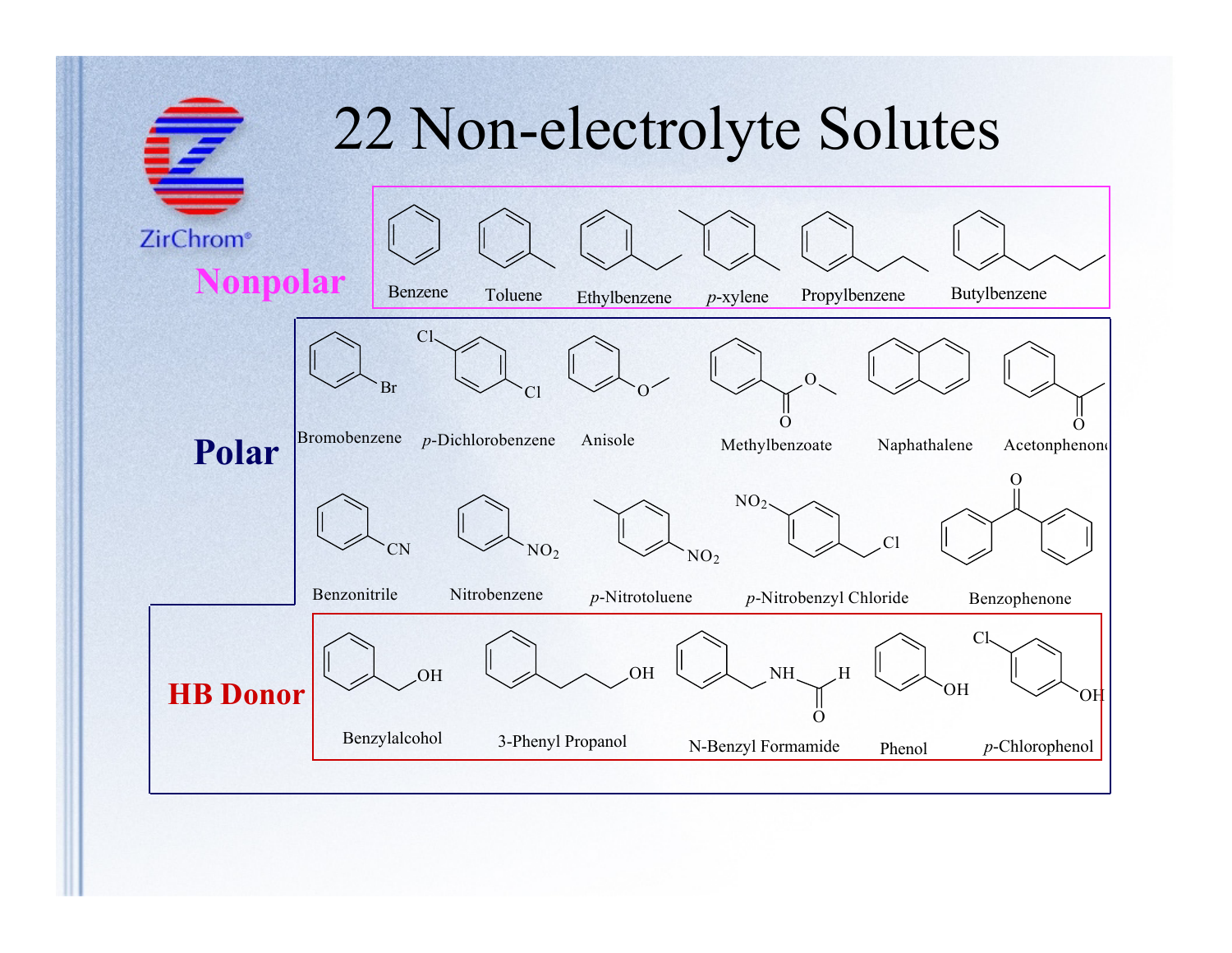# 22 Non-electrolyte Solutes

ZirChrom®

**Nonpolar**

Benzene, Toluene, Ethylbenzene, *p*-xylene, Propylbenzene, Butylbenzene

**Polar**

Bromobenzene, *p*-Dichlorobenzene, Anisole, Methylbenzoate, Naphathalene, Acetonphenone

Benzonitrile, Nitrobenzene, *p*-Nitrotoluene, *p*-Nitrobenzyl Chloride, Benzophenone

**HB Donor**

Benzylalcohol, 3-Phenyl Propanol, N-Benzyl Formamide, Phenol, *p*-Chlorophenol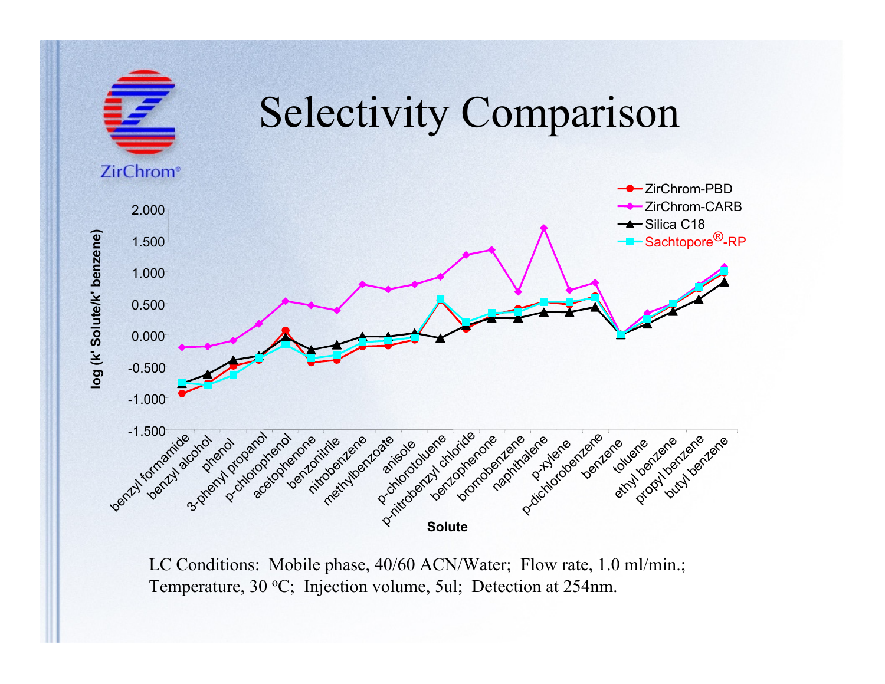# Selectivity Comparison

ZirChrom®

ZirChrom-PBD
ZirChrom-CARB
Silica C18
Sachtopore®-RP

log (k' Solute/k' benzene)

2.000
1.500
1.000
0.500
0.000
-0.500
-1.000
-1.500

benzyl formamide
benzyl alcohol
phenol
3-phenyl propanol
p-chlorophenol
acetophenone
benzonitrile
nitrobenzene
methylbenzoate
anisole
p-chlorotoluene
p-nitrobenzyl chloride
benzophenone
bromobenzene
naphthalene
p-xylene
p-dichlorobenzene
benzene
toluene
ethyl benzene
propyl benzene
butyl benzene

Solute

LC Conditions: Mobile phase, 40/60 ACN/Water; Flow rate, 1.0 ml/min.; Temperature, 30 °C; Injection volume, 5ul; Detection at 254nm.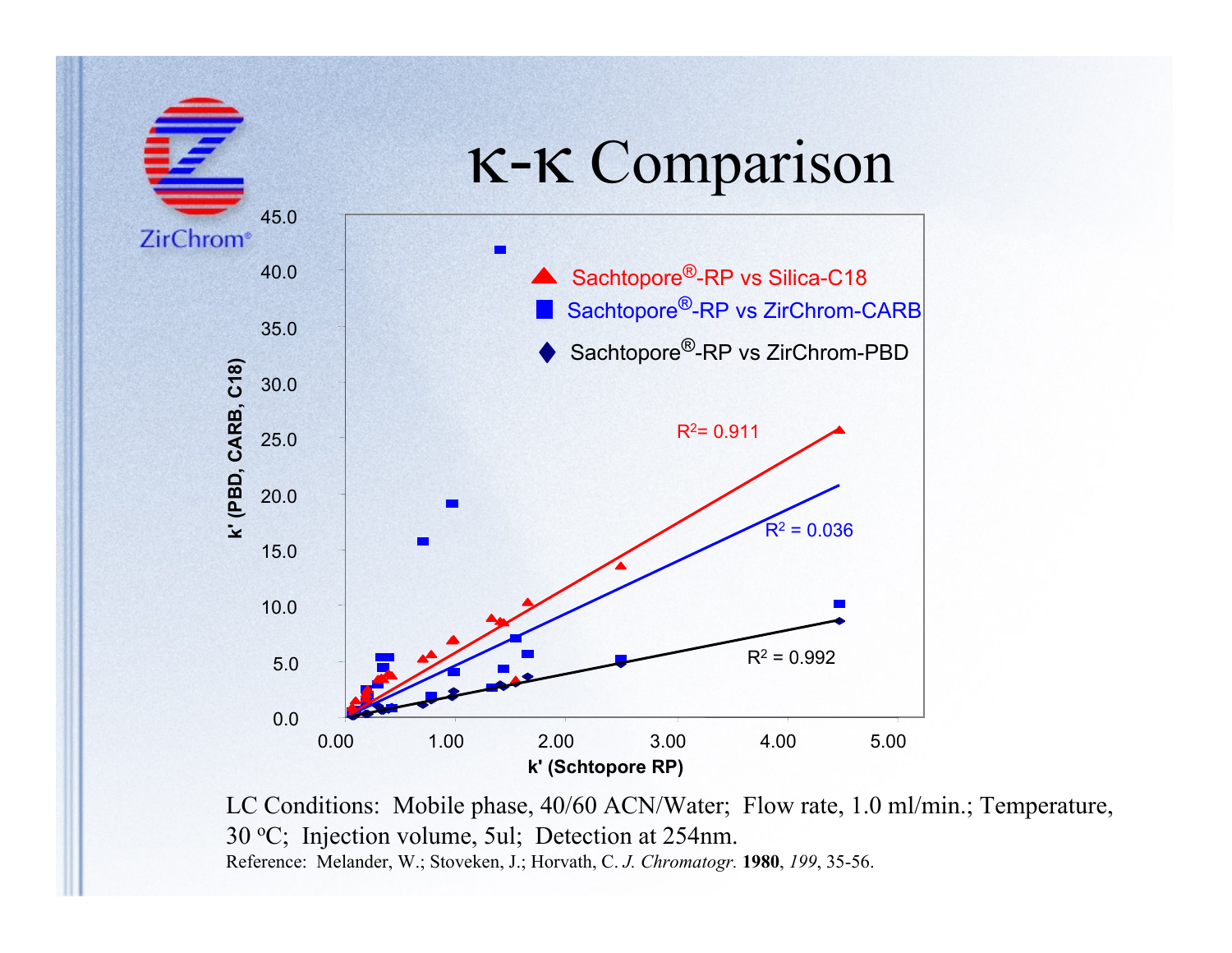# κ-κ Comparison

ZirChrom®

k' (PBD, CARB, C18)

45.0
40.0
35.0
30.0
25.0
20.0
15.0
10.0
5.0
0.0

0.00
1.00
2.00
3.00
4.00
5.00

k' (Schtopore RP)

Sachtopore®-RP vs Silica-C18

Sachtopore®-RP vs ZirChrom-CARB

Sachtopore®-RP vs ZirChrom-PBD

$R^2$= 0.911

$R^2$ = 0.036

$R^2$ = 0.992

LC Conditions: Mobile phase, 40/60 ACN/Water; Flow rate, 1.0 ml/min.; Temperature, 30 °C; Injection volume, 5ul; Detection at 254nm.

Reference: Melander, W.; Stoveken, J.; Horvath, C. *J. Chromatogr.* **1980**, *199*, 35-56.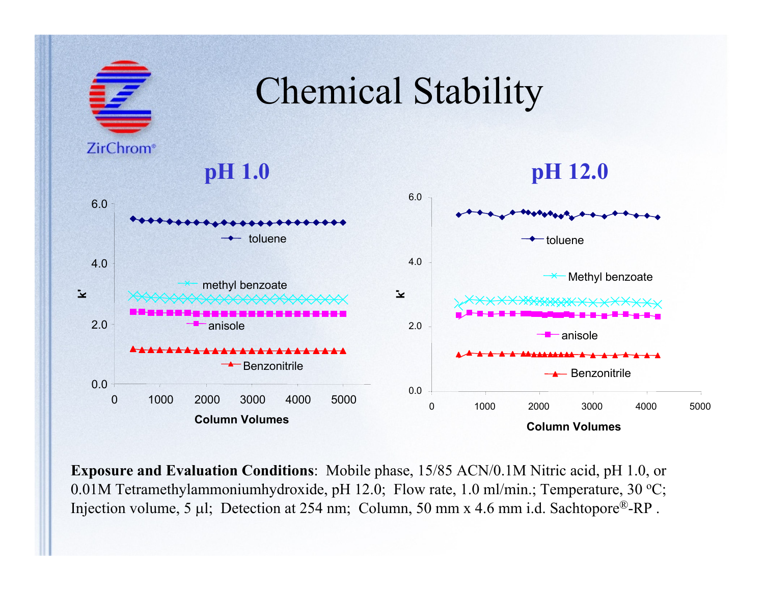ZirChrom®

# Chemical Stability

## pH 1.0

6.0
4.0
2.0
0.0
k'
0
1000
2000
3000
4000
5000
Column Volumes

toluene
methyl benzoate
anisole
Benzonitrile

## pH 12.0

6.0
4.0
2.0
0.0
k'
0
1000
2000
3000
4000
5000
Column Volumes

toluene
Methyl benzoate
anisole
Benzonitrile

**Exposure and Evaluation Conditions**: Mobile phase, 15/85 ACN/0.1M Nitric acid, pH 1.0, or 0.01M Tetramethylammoniumhydroxide, pH 12.0; Flow rate, 1.0 ml/min.; Temperature, 30 °C; Injection volume, 5 µl; Detection at 254 nm; Column, 50 mm x 4.6 mm i.d. Sachtopore®-RP .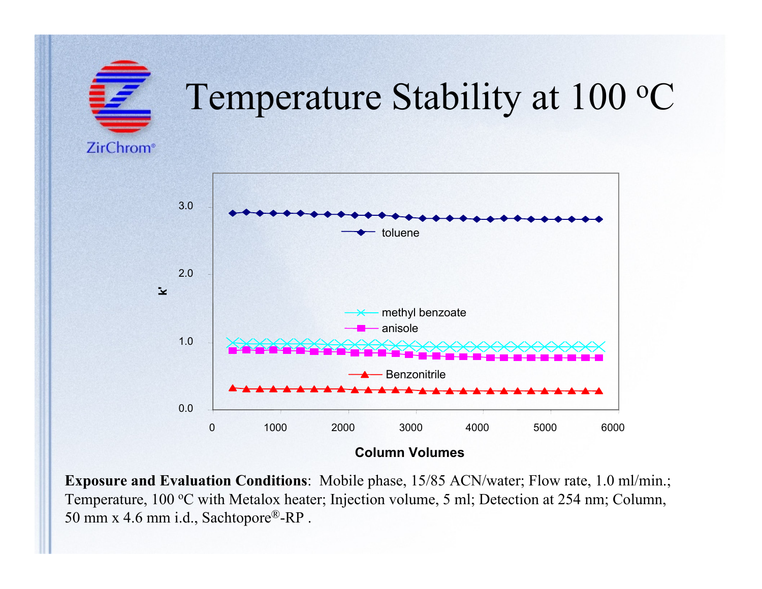# Temperature Stability at 100 °C

ZirChrom®

3.0
2.0
1.0
0.0

k'

toluene
methyl benzoate
anisole
Benzonitrile

0
1000
2000
3000
4000
5000
6000

**Column Volumes**

**Exposure and Evaluation Conditions**: Mobile phase, 15/85 ACN/water; Flow rate, 1.0 ml/min.; Temperature, 100 °C with Metalox heater; Injection volume, 5 ml; Detection at 254 nm; Column, 50 mm x 4.6 mm i.d., Sachtopore®-RP .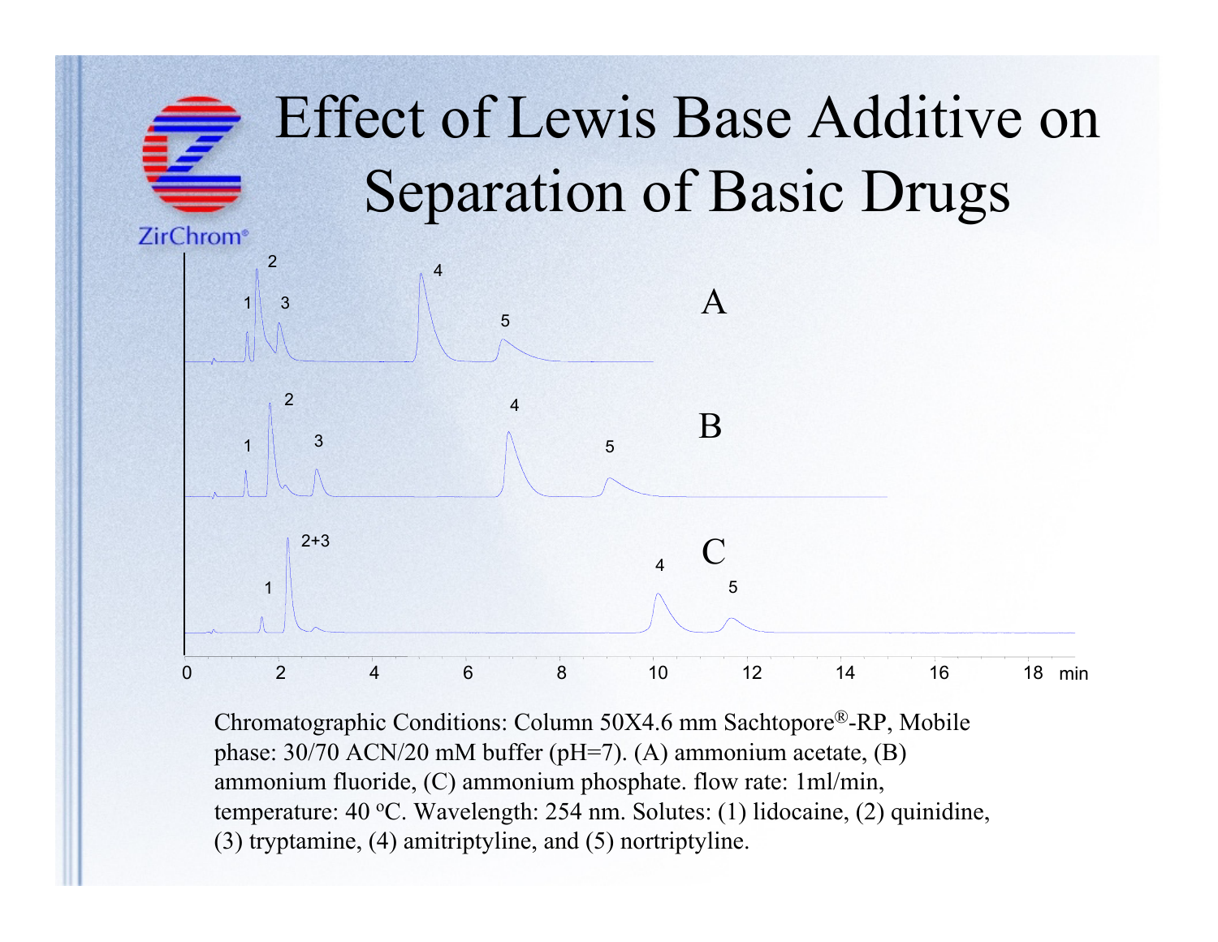# Effect of Lewis Base Additive on Separation of Basic Drugs

Chromatographic Conditions: Column 50X4.6 mm Sachtopore®-RP, Mobile phase: 30/70 ACN/20 mM buffer (pH=7). (A) ammonium acetate, (B) ammonium fluoride, (C) ammonium phosphate. flow rate: 1ml/min, temperature: 40 °C. Wavelength: 254 nm. Solutes: (1) lidocaine, (2) quinidine, (3) tryptamine, (4) amitriptyline, and (5) nortriptyline.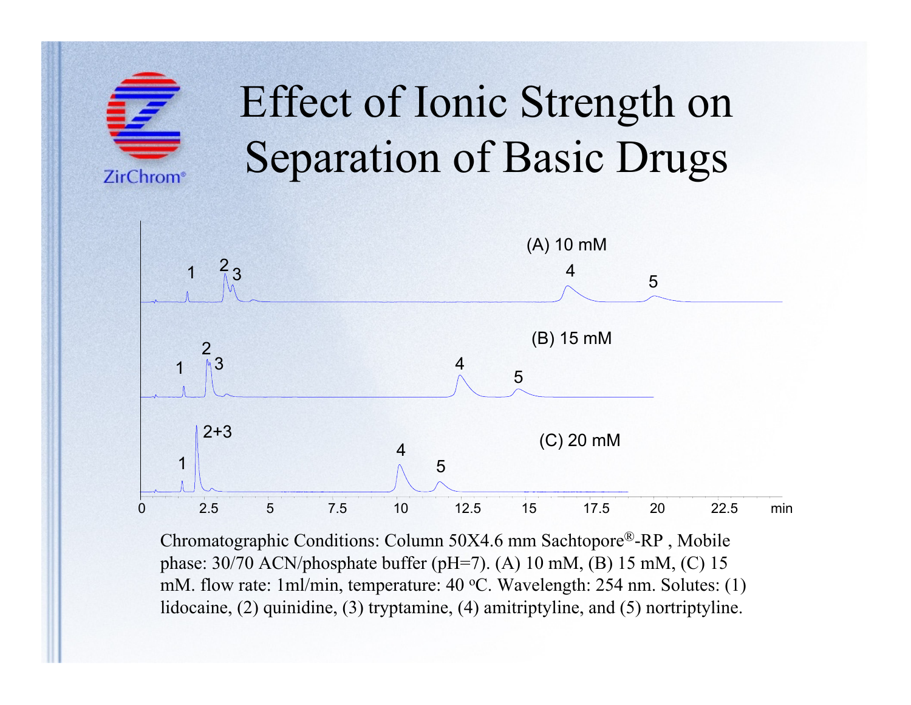# Effect of Ionic Strength on Separation of Basic Drugs

(A) 10 mM

1, 2, 3, 4, 5

(B) 15 mM

1, 2, 3, 4, 5

(C) 20 mM

1, 2+3, 4, 5

0, 2.5, 5, 7.5, 10, 12.5, 15, 17.5, 20, 22.5 min

Chromatographic Conditions: Column 50X4.6 mm Sachtopore®-RP , Mobile phase: 30/70 ACN/phosphate buffer (pH=7). (A) 10 mM, (B) 15 mM, (C) 15 mM. flow rate: 1ml/min, temperature: 40 $^{o}$C. Wavelength: 254 nm. Solutes: (1) lidocaine, (2) quinidine, (3) tryptamine, (4) amitriptyline, and (5) nortriptyline.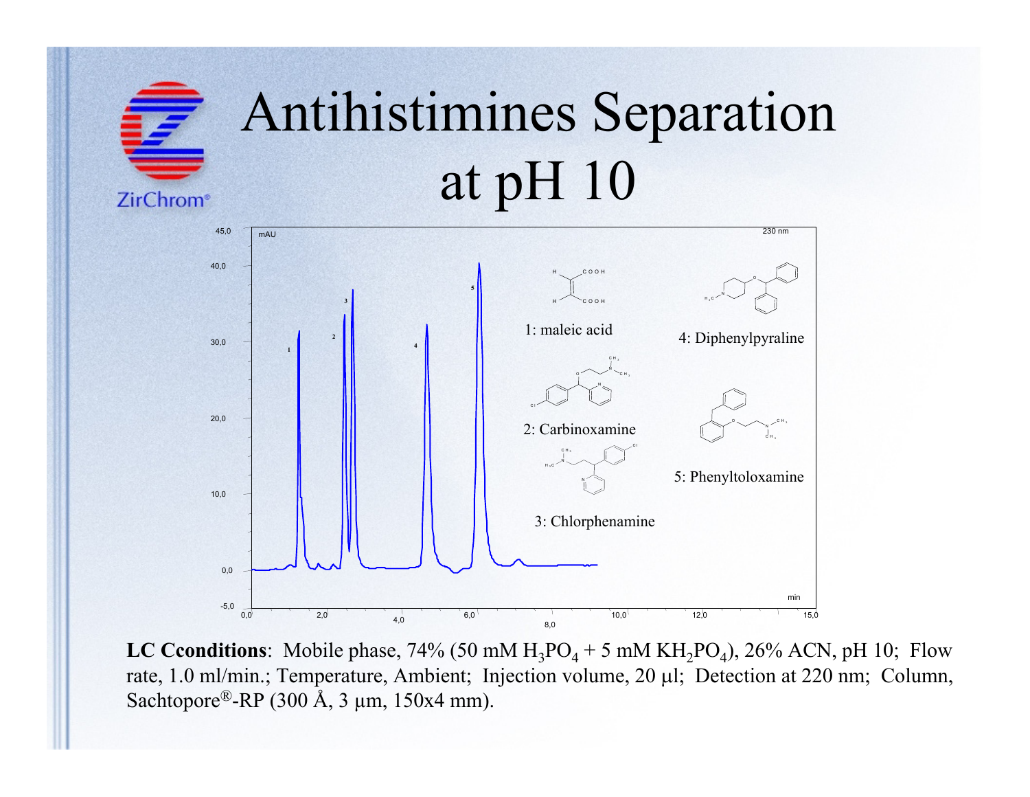# Antihistimines Separation at pH 10

ZirChrom®

45,0
mAU
230 nm
40,0
30,0
20,0
10,0
0,0
-5,0
0,0
2,0
4,0
6,0
8,0
10,0
12,0
15,0
min

1: maleic acid

2: Carbinoxamine

3: Chlorphenamine

4: Diphenylpyraline

5: Phenyltoloxamine

**LC Cconditions**: Mobile phase, 74% (50 mM $H_3PO_4$ + 5 mM $KH_2PO_4$), 26% ACN, pH 10; Flow rate, 1.0 ml/min.; Temperature, Ambient; Injection volume, 20 µl; Detection at 220 nm; Column, Sachtopore®-RP (300 Å, 3 µm, 150x4 mm).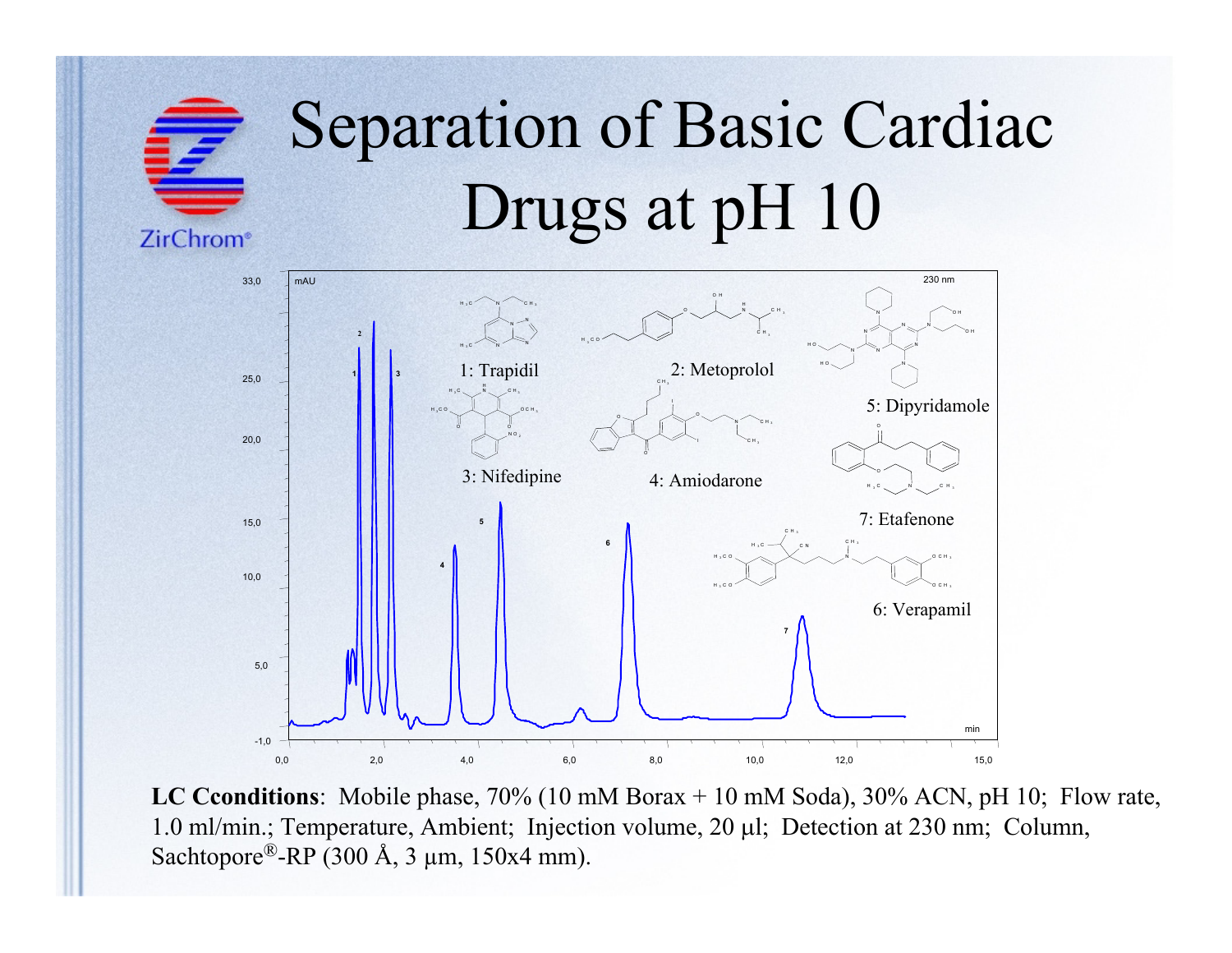# Separation of Basic Cardiac Drugs at pH 10

ZirChrom®

33,0

mAU

230 nm

25,0

20,0

15,0

10,0

5,0

-1,0

0,0

2,0

4,0

6,0

8,0

10,0

12,0

15,0

min

1

2

3

4

5

6

7

1: Trapidil

2: Metoprolol

3: Nifedipine

4: Amiodarone

5: Dipyridamole

6: Verapamil

7: Etafenone

**LC Cconditions**: Mobile phase, 70% (10 mM Borax + 10 mM Soda), 30% ACN, pH 10; Flow rate, 1.0 ml/min.; Temperature, Ambient; Injection volume, 20 µl; Detection at 230 nm; Column, Sachtopore®-RP (300 Å, 3 µm, 150x4 mm).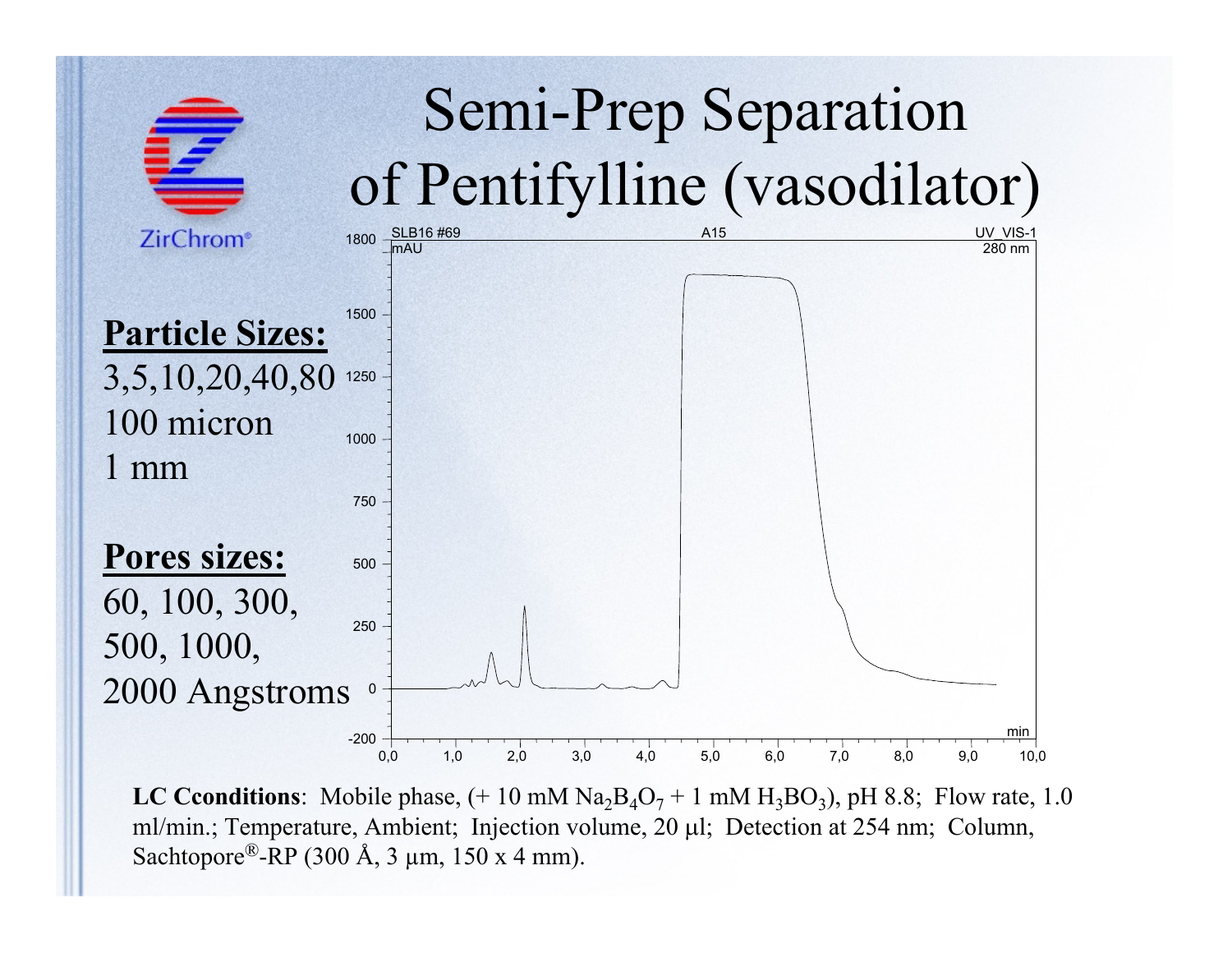# Semi-Prep Separation of Pentifylline (vasodilator)

ZirChrom®

**Particle Sizes:**
3,5,10,20,40,80
100 micron
1 mm

**Pores sizes:**
60, 100, 300,
500, 1000,
2000 Angstroms

SLB16 #69
A15
UV_VIS-1
280 nm
mAU
1800
1500
1250
1000
750
500
250
0
-200
0,0 1,0 2,0 3,0 4,0 5,0 6,0 7,0 8,0 9,0 10,0
min

**LC Cconditions**: Mobile phase, (+ 10 mM $Na_2B_4O_7$ + 1 mM $H_3BO_3$), pH 8.8; Flow rate, 1.0 ml/min.; Temperature, Ambient; Injection volume, 20 µl; Detection at 254 nm; Column, Sachtopore®-RP (300 Å, 3 µm, 150 x 4 mm).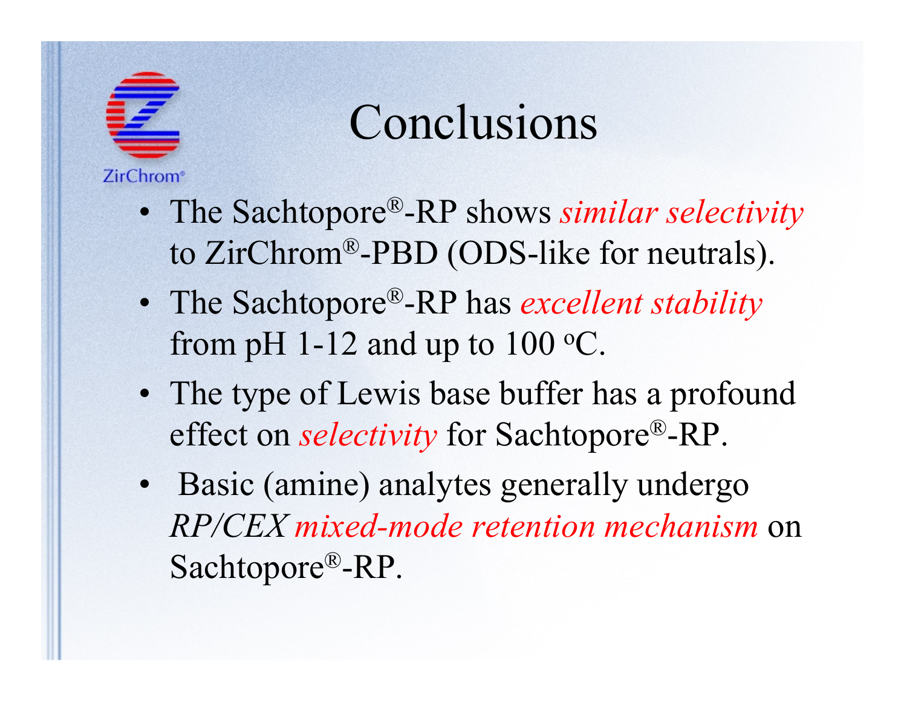# Conclusions

- The Sachtopore®-RP shows *similar selectivity* to ZirChrom®-PBD (ODS-like for neutrals).
- The Sachtopore®-RP has *excellent stability* from pH 1-12 and up to 100 $^{o}$C.
- The type of Lewis base buffer has a profound effect on *selectivity* for Sachtopore®-RP.
- Basic (amine) analytes generally undergo *RP/CEX mixed-mode retention mechanism* on Sachtopore®-RP.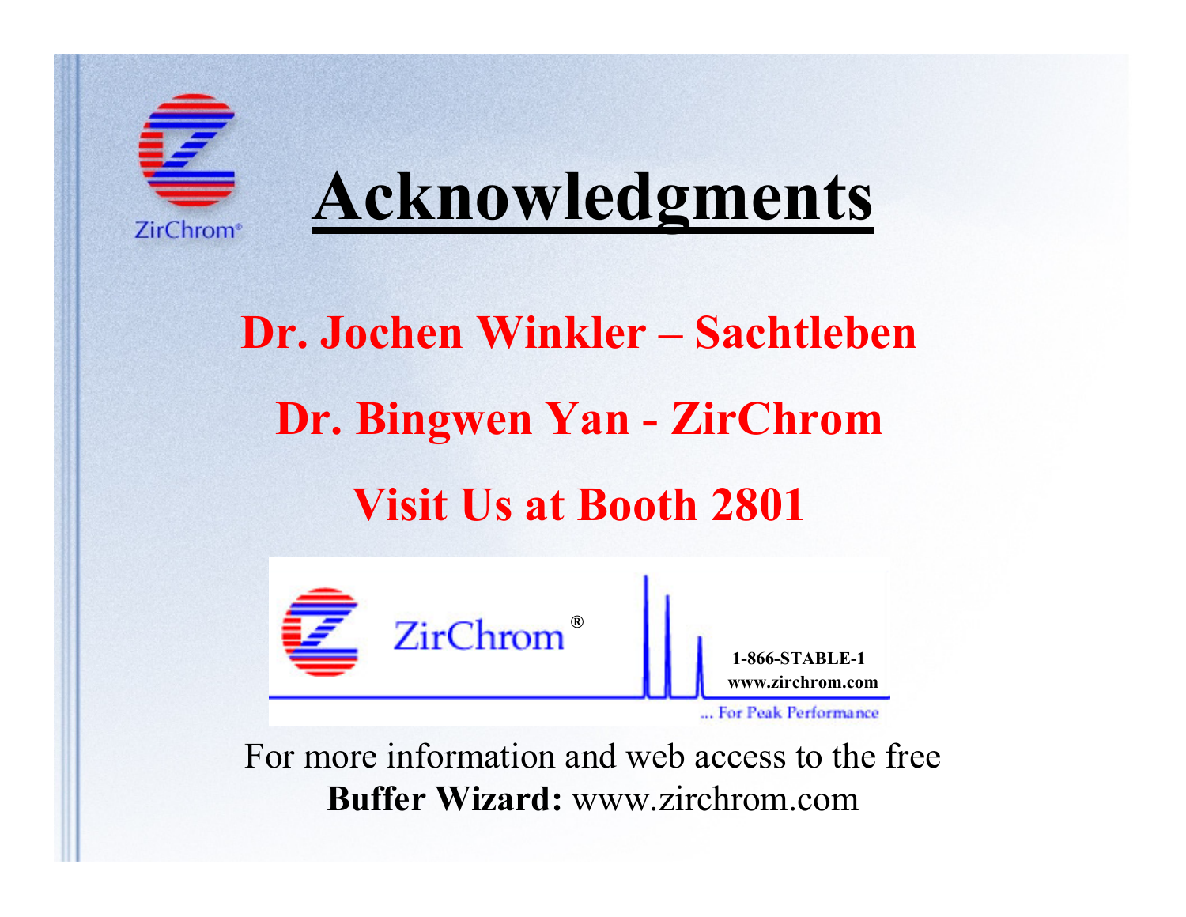# Acknowledgments

**Dr. Jochen Winkler – Sachtleben**

**Dr. Bingwen Yan - ZirChrom**

**Visit Us at Booth 2801**

ZirChrom®

1-866-STABLE-1
www.zirchrom.com

... For Peak Performance

For more information and web access to the free **Buffer Wizard:** www.zirchrom.com